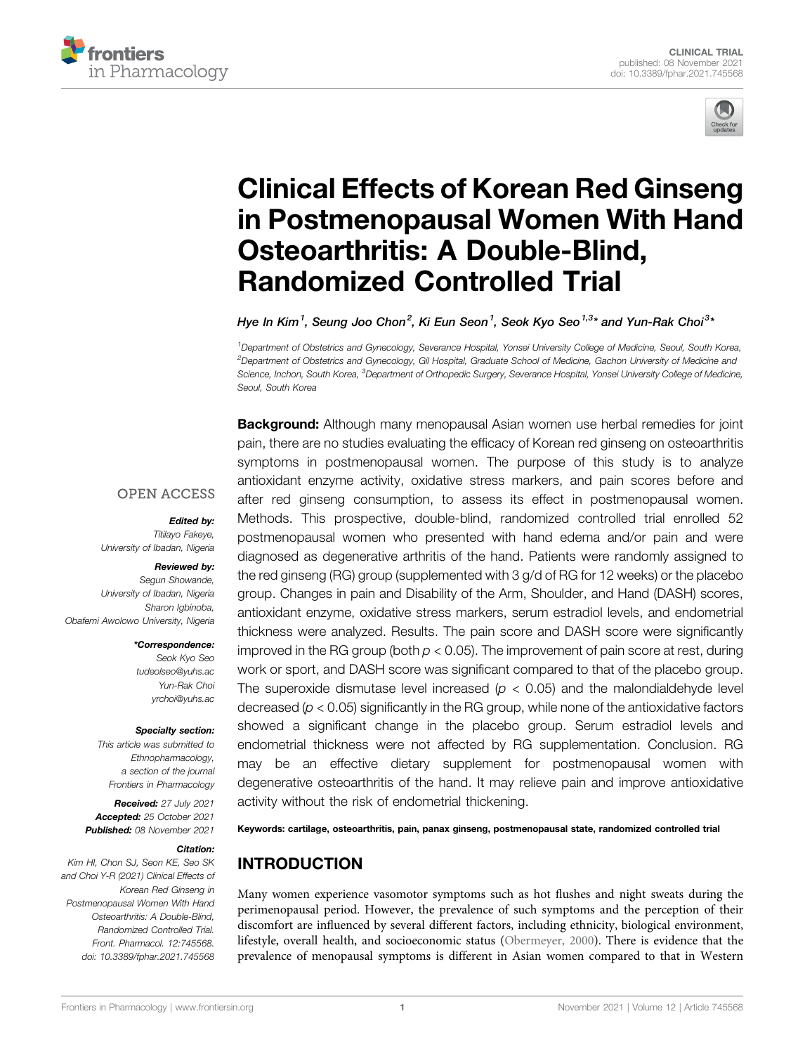CLINICAL TRIAL

published: 08 November 2021

doi: 10.3389/fphar.2021.745568

# Clinical Effects of Korean Red Ginseng in Postmenopausal Women With Hand Osteoarthritis: A Double-Blind, Randomized Controlled Trial

*Hye In Kim[1], Seung Joo Chon[2], Ki Eun Seon[1], Seok Kyo Seo[1,3]* and Yun-Rak Choi[3]**

[1]Department of Obstetrics and Gynecology, Severance Hospital, Yonsei University College of Medicine, Seoul, South Korea, [2]Department of Obstetrics and Gynecology, Gil Hospital, Graduate School of Medicine, Gachon University of Medicine and Science, Inchon, South Korea, [3]Department of Orthopedic Surgery, Severance Hospital, Yonsei University College of Medicine, Seoul, South Korea

OPEN ACCESS

***Edited by:***
*Titilayo Fakeye, University of Ibadan, Nigeria*

***Reviewed by:***
*Segun Showande, University of Ibadan, Nigeria*
*Sharon Igbinoba, Obafemi Awolowo University, Nigeria*

***\*Correspondence:***
*Seok Kyo Seo*
*tudeolseo@yuhs.ac*
*Yun-Rak Choi*
*yrchoi@yuhs.ac*

***Specialty section:***
*This article was submitted to Ethnopharmacology, a section of the journal Frontiers in Pharmacology*

***Received:*** *27 July 2021*
***Accepted:*** *25 October 2021*
***Published:*** *08 November 2021*

***Citation:***
*Kim HI, Chon SJ, Seon KE, Seo SK and Choi Y-R (2021) Clinical Effects of Korean Red Ginseng in Postmenopausal Women With Hand Osteoarthritis: A Double-Blind, Randomized Controlled Trial. Front. Pharmacol. 12:745568. doi: 10.3389/fphar.2021.745568*

**Background:** Although many menopausal Asian women use herbal remedies for joint pain, there are no studies evaluating the efficacy of Korean red ginseng on osteoarthritis symptoms in postmenopausal women. The purpose of this study is to analyze antioxidant enzyme activity, oxidative stress markers, and pain scores before and after red ginseng consumption, to assess its effect in postmenopausal women. Methods. This prospective, double-blind, randomized controlled trial enrolled 52 postmenopausal women who presented with hand edema and/or pain and were diagnosed as degenerative arthritis of the hand. Patients were randomly assigned to the red ginseng (RG) group (supplemented with 3 g/d of RG for 12 weeks) or the placebo group. Changes in pain and Disability of the Arm, Shoulder, and Hand (DASH) scores, antioxidant enzyme, oxidative stress markers, serum estradiol levels, and endometrial thickness were analyzed. Results. The pain score and DASH score were significantly improved in the RG group (both $p < 0.05$). The improvement of pain score at rest, during work or sport, and DASH score was significant compared to that of the placebo group. The superoxide dismutase level increased ($p < 0.05$) and the malondialdehyde level decreased ($p < 0.05$) significantly in the RG group, while none of the antioxidative factors showed a significant change in the placebo group. Serum estradiol levels and endometrial thickness were not affected by RG supplementation. Conclusion. RG may be an effective dietary supplement for postmenopausal women with degenerative osteoarthritis of the hand. It may relieve pain and improve antioxidative activity without the risk of endometrial thickening.

**Keywords: cartilage, osteoarthritis, pain, panax ginseng, postmenopausal state, randomized controlled trial**

## INTRODUCTION

Many women experience vasomotor symptoms such as hot flushes and night sweats during the perimenopausal period. However, the prevalence of such symptoms and the perception of their discomfort are influenced by several different factors, including ethnicity, biological environment, lifestyle, overall health, and socioeconomic status (Obermeyer, 2000). There is evidence that the prevalence of menopausal symptoms is different in Asian women compared to that in Western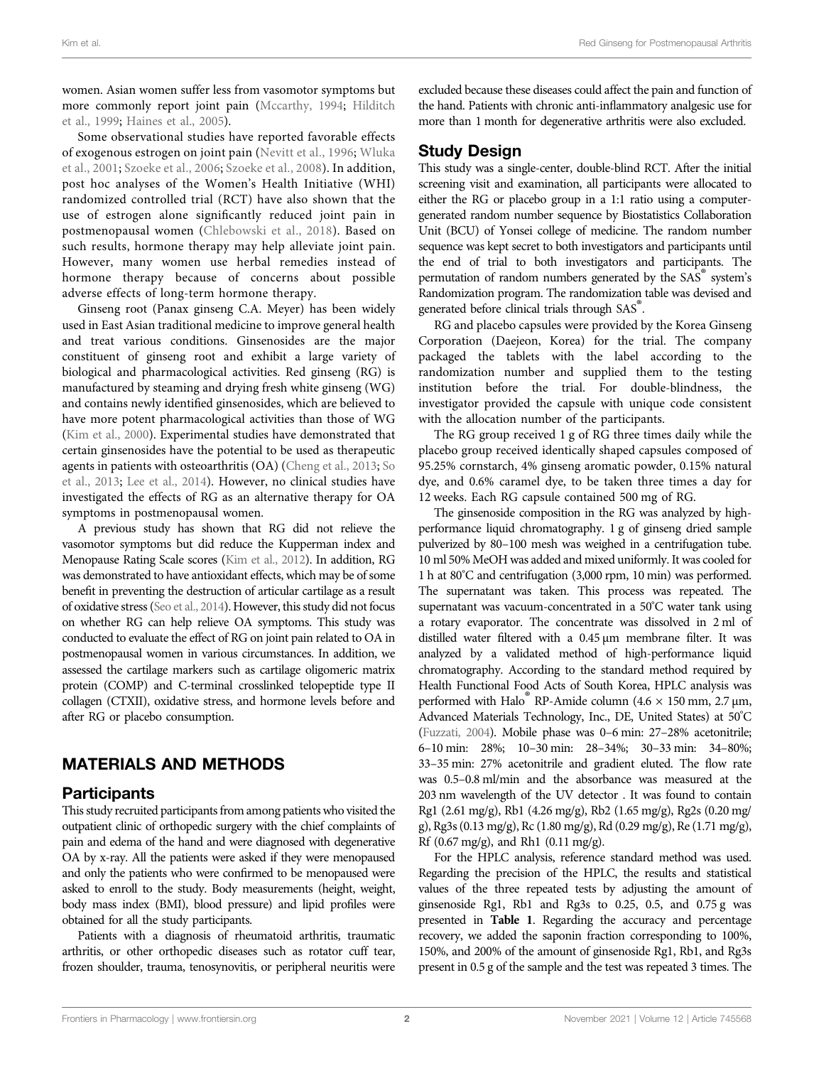women. Asian women suffer less from vasomotor symptoms but more commonly report joint pain (Mccarthy, 1994; Hilditch et al., 1999; Haines et al., 2005).

Some observational studies have reported favorable effects of exogenous estrogen on joint pain (Nevitt et al., 1996; Wluka et al., 2001; Szoeke et al., 2006; Szoeke et al., 2008). In addition, post hoc analyses of the Women's Health Initiative (WHI) randomized controlled trial (RCT) have also shown that the use of estrogen alone significantly reduced joint pain in postmenopausal women (Chlebowski et al., 2018). Based on such results, hormone therapy may help alleviate joint pain. However, many women use herbal remedies instead of hormone therapy because of concerns about possible adverse effects of long-term hormone therapy.

Ginseng root (Panax ginseng C.A. Meyer) has been widely used in East Asian traditional medicine to improve general health and treat various conditions. Ginsenosides are the major constituent of ginseng root and exhibit a large variety of biological and pharmacological activities. Red ginseng (RG) is manufactured by steaming and drying fresh white ginseng (WG) and contains newly identified ginsenosides, which are believed to have more potent pharmacological activities than those of WG (Kim et al., 2000). Experimental studies have demonstrated that certain ginsenosides have the potential to be used as therapeutic agents in patients with osteoarthritis (OA) (Cheng et al., 2013; So et al., 2013; Lee et al., 2014). However, no clinical studies have investigated the effects of RG as an alternative therapy for OA symptoms in postmenopausal women.

A previous study has shown that RG did not relieve the vasomotor symptoms but did reduce the Kupperman index and Menopause Rating Scale scores (Kim et al., 2012). In addition, RG was demonstrated to have antioxidant effects, which may be of some benefit in preventing the destruction of articular cartilage as a result of oxidative stress (Seo et al., 2014). However, this study did not focus on whether RG can help relieve OA symptoms. This study was conducted to evaluate the effect of RG on joint pain related to OA in postmenopausal women in various circumstances. In addition, we assessed the cartilage markers such as cartilage oligomeric matrix protein (COMP) and C-terminal crosslinked telopeptide type II collagen (CTXII), oxidative stress, and hormone levels before and after RG or placebo consumption.

## MATERIALS AND METHODS

### Participants

This study recruited participants from among patients who visited the outpatient clinic of orthopedic surgery with the chief complaints of pain and edema of the hand and were diagnosed with degenerative OA by x-ray. All the patients were asked if they were menopaused and only the patients who were confirmed to be menopaused were asked to enroll to the study. Body measurements (height, weight, body mass index (BMI), blood pressure) and lipid profiles were obtained for all the study participants.

Patients with a diagnosis of rheumatoid arthritis, traumatic arthritis, or other orthopedic diseases such as rotator cuff tear, frozen shoulder, trauma, tenosynovitis, or peripheral neuritis were excluded because these diseases could affect the pain and function of the hand. Patients with chronic anti-inflammatory analgesic use for more than 1 month for degenerative arthritis were also excluded.

### Study Design

This study was a single-center, double-blind RCT. After the initial screening visit and examination, all participants were allocated to either the RG or placebo group in a 1:1 ratio using a computer-generated random number sequence by Biostatistics Collaboration Unit (BCU) of Yonsei college of medicine. The random number sequence was kept secret to both investigators and participants until the end of trial to both investigators and participants. The permutation of random numbers generated by the SAS® system's Randomization program. The randomization table was devised and generated before clinical trials through SAS®.

RG and placebo capsules were provided by the Korea Ginseng Corporation (Daejeon, Korea) for the trial. The company packaged the tablets with the label according to the randomization number and supplied them to the testing institution before the trial. For double-blindness, the investigator provided the capsule with unique code consistent with the allocation number of the participants.

The RG group received 1 g of RG three times daily while the placebo group received identically shaped capsules composed of 95.25% cornstarch, 4% ginseng aromatic powder, 0.15% natural dye, and 0.6% caramel dye, to be taken three times a day for 12 weeks. Each RG capsule contained 500 mg of RG.

The ginsenoside composition in the RG was analyzed by high-performance liquid chromatography. 1 g of ginseng dried sample pulverized by 80–100 mesh was weighed in a centrifugation tube. 10 ml 50% MeOH was added and mixed uniformly. It was cooled for 1 h at 80°C and centrifugation (3,000 rpm, 10 min) was performed. The supernatant was taken. This process was repeated. The supernatant was vacuum-concentrated in a 50°C water tank using a rotary evaporator. The concentrate was dissolved in 2 ml of distilled water filtered with a 0.45 μm membrane filter. It was analyzed by a validated method of high-performance liquid chromatography. According to the standard method required by Health Functional Food Acts of South Korea, HPLC analysis was performed with Halo® RP-Amide column (4.6 × 150 mm, 2.7 μm, Advanced Materials Technology, Inc., DE, United States) at 50°C (Fuzzati, 2004). Mobile phase was 0–6 min: 27–28% acetonitrile; 6–10 min: 28%; 10–30 min: 28–34%; 30–33 min: 34–80%; 33–35 min: 27% acetonitrile and gradient eluted. The flow rate was 0.5–0.8 ml/min and the absorbance was measured at the 203 nm wavelength of the UV detector . It was found to contain Rg1 (2.61 mg/g), Rb1 (4.26 mg/g), Rb2 (1.65 mg/g), Rg2s (0.20 mg/g), Rg3s (0.13 mg/g), Rc (1.80 mg/g), Rd (0.29 mg/g), Re (1.71 mg/g), Rf (0.67 mg/g), and Rh1 (0.11 mg/g).

For the HPLC analysis, reference standard method was used. Regarding the precision of the HPLC, the results and statistical values of the three repeated tests by adjusting the amount of ginsenoside Rg1, Rb1 and Rg3s to 0.25, 0.5, and 0.75 g was presented in **Table 1**. Regarding the accuracy and percentage recovery, we added the saponin fraction corresponding to 100%, 150%, and 200% of the amount of ginsenoside Rg1, Rb1, and Rg3s present in 0.5 g of the sample and the test was repeated 3 times. The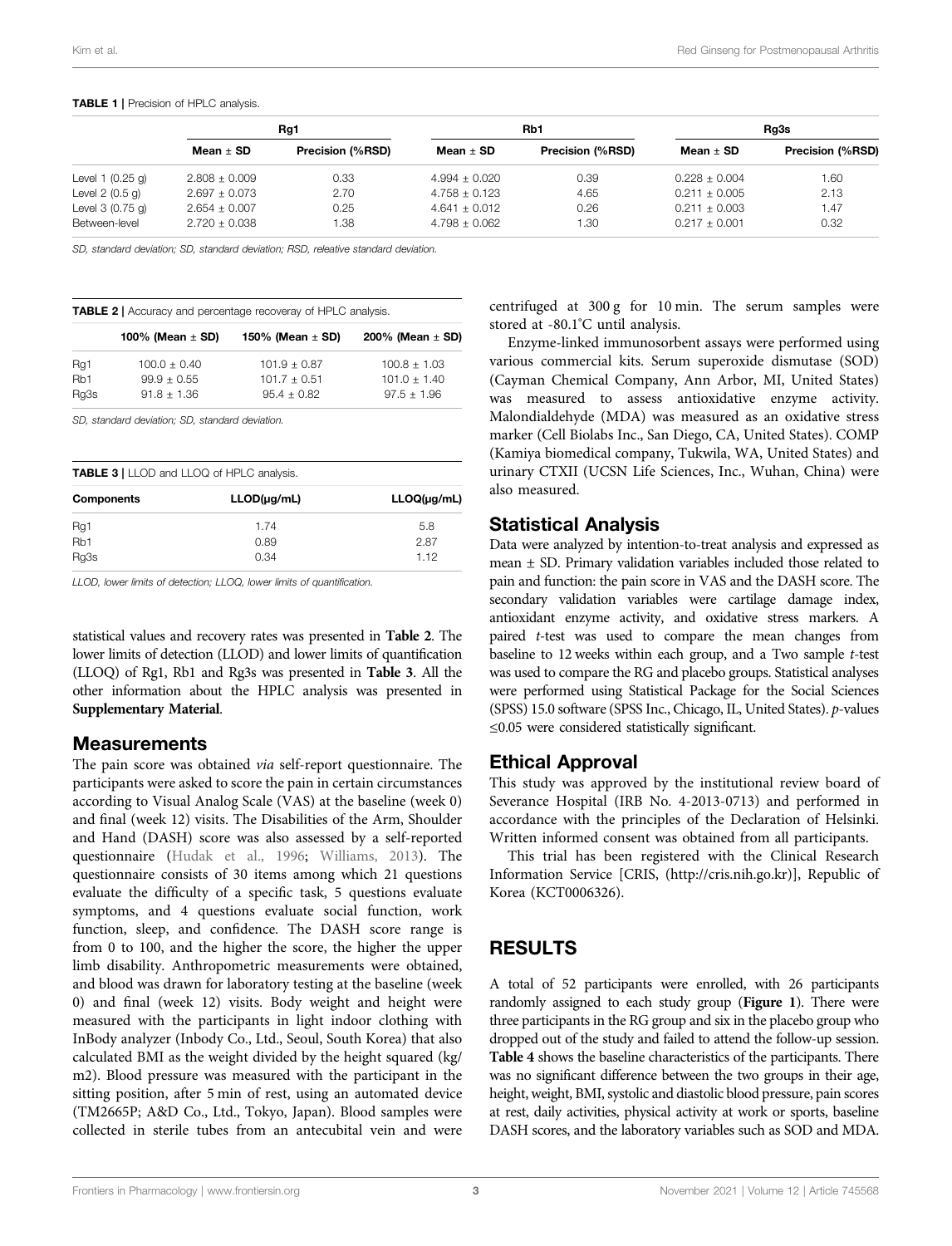**TABLE 1 |** Precision of HPLC analysis.

| | Rg1 | | Rb1 | | Rg3s | |
|---|---|---|---|---|---|---|
| | Mean ± SD | Precision (%RSD) | Mean ± SD | Precision (%RSD) | Mean ± SD | Precision (%RSD) |
| Level 1 (0.25 g) | 2.808 ± 0.009 | 0.33 | 4.994 ± 0.020 | 0.39 | 0.228 ± 0.004 | 1.60 |
| Level 2 (0.5 g) | 2.697 ± 0.073 | 2.70 | 4.758 ± 0.123 | 4.65 | 0.211 ± 0.005 | 2.13 |
| Level 3 (0.75 g) | 2.654 ± 0.007 | 0.25 | 4.641 ± 0.012 | 0.26 | 0.211 ± 0.003 | 1.47 |
| Between-level | 2.720 ± 0.038 | 1.38 | 4.798 ± 0.062 | 1.30 | 0.217 ± 0.001 | 0.32 |

*SD, standard deviation; SD, standard deviation; RSD, releative standard deviation.*

**TABLE 2 |** Accuracy and percentage recoveray of HPLC analysis.

| | 100% (Mean ± SD) | 150% (Mean ± SD) | 200% (Mean ± SD) |
|---|---|---|---|
| Rg1 | 100.0 ± 0.40 | 101.9 ± 0.87 | 100.8 ± 1.03 |
| Rb1 | 99.9 ± 0.55 | 101.7 ± 0.51 | 101.0 ± 1.40 |
| Rg3s | 91.8 ± 1.36 | 95.4 ± 0.82 | 97.5 ± 1.96 |

*SD, standard deviation; SD, standard deviation.*

**TABLE 3 |** LLOD and LLOQ of HPLC analysis.

| Components | LLOD(μg/mL) | LLOQ(μg/mL) |
|---|---|---|
| Rg1 | 1.74 | 5.8 |
| Rb1 | 0.89 | 2.87 |
| Rg3s | 0.34 | 1.12 |

*LLOD, lower limits of detection; LLOQ, lower limits of quantification.*

statistical values and recovery rates was presented in **Table 2**. The lower limits of detection (LLOD) and lower limits of quantification (LLOQ) of Rg1, Rb1 and Rg3s was presented in **Table 3**. All the other information about the HPLC analysis was presented in **Supplementary Material**.

## Measurements

The pain score was obtained *via* self-report questionnaire. The participants were asked to score the pain in certain circumstances according to Visual Analog Scale (VAS) at the baseline (week 0) and final (week 12) visits. The Disabilities of the Arm, Shoulder and Hand (DASH) score was also assessed by a self-reported questionnaire (Hudak et al., 1996; Williams, 2013). The questionnaire consists of 30 items among which 21 questions evaluate the difficulty of a specific task, 5 questions evaluate symptoms, and 4 questions evaluate social function, work function, sleep, and confidence. The DASH score range is from 0 to 100, and the higher the score, the higher the upper limb disability. Anthropometric measurements were obtained, and blood was drawn for laboratory testing at the baseline (week 0) and final (week 12) visits. Body weight and height were measured with the participants in light indoor clothing with InBody analyzer (Inbody Co., Ltd., Seoul, South Korea) that also calculated BMI as the weight divided by the height squared (kg/m2). Blood pressure was measured with the participant in the sitting position, after 5 min of rest, using an automated device (TM2665P; A&D Co., Ltd., Tokyo, Japan). Blood samples were collected in sterile tubes from an antecubital vein and were centrifuged at 300 g for 10 min. The serum samples were stored at -80.1°C until analysis.

Enzyme-linked immunosorbent assays were performed using various commercial kits. Serum superoxide dismutase (SOD) (Cayman Chemical Company, Ann Arbor, MI, United States) was measured to assess antioxidative enzyme activity. Malondialdehyde (MDA) was measured as an oxidative stress marker (Cell Biolabs Inc., San Diego, CA, United States). COMP (Kamiya biomedical company, Tukwila, WA, United States) and urinary CTXII (UCSN Life Sciences, Inc., Wuhan, China) were also measured.

## Statistical Analysis

Data were analyzed by intention-to-treat analysis and expressed as mean ± SD. Primary validation variables included those related to pain and function: the pain score in VAS and the DASH score. The secondary validation variables were cartilage damage index, antioxidant enzyme activity, and oxidative stress markers. A paired *t*-test was used to compare the mean changes from baseline to 12 weeks within each group, and a Two sample *t*-test was used to compare the RG and placebo groups. Statistical analyses were performed using Statistical Package for the Social Sciences (SPSS) 15.0 software (SPSS Inc., Chicago, IL, United States). *p*-values ≤0.05 were considered statistically significant.

## Ethical Approval

This study was approved by the institutional review board of Severance Hospital (IRB No. 4-2013-0713) and performed in accordance with the principles of the Declaration of Helsinki. Written informed consent was obtained from all participants.

This trial has been registered with the Clinical Research Information Service [CRIS, (http://cris.nih.go.kr)], Republic of Korea (KCT0006326).

# RESULTS

A total of 52 participants were enrolled, with 26 participants randomly assigned to each study group (**Figure 1**). There were three participants in the RG group and six in the placebo group who dropped out of the study and failed to attend the follow-up session. **Table 4** shows the baseline characteristics of the participants. There was no significant difference between the two groups in their age, height, weight, BMI, systolic and diastolic blood pressure, pain scores at rest, daily activities, physical activity at work or sports, baseline DASH scores, and the laboratory variables such as SOD and MDA.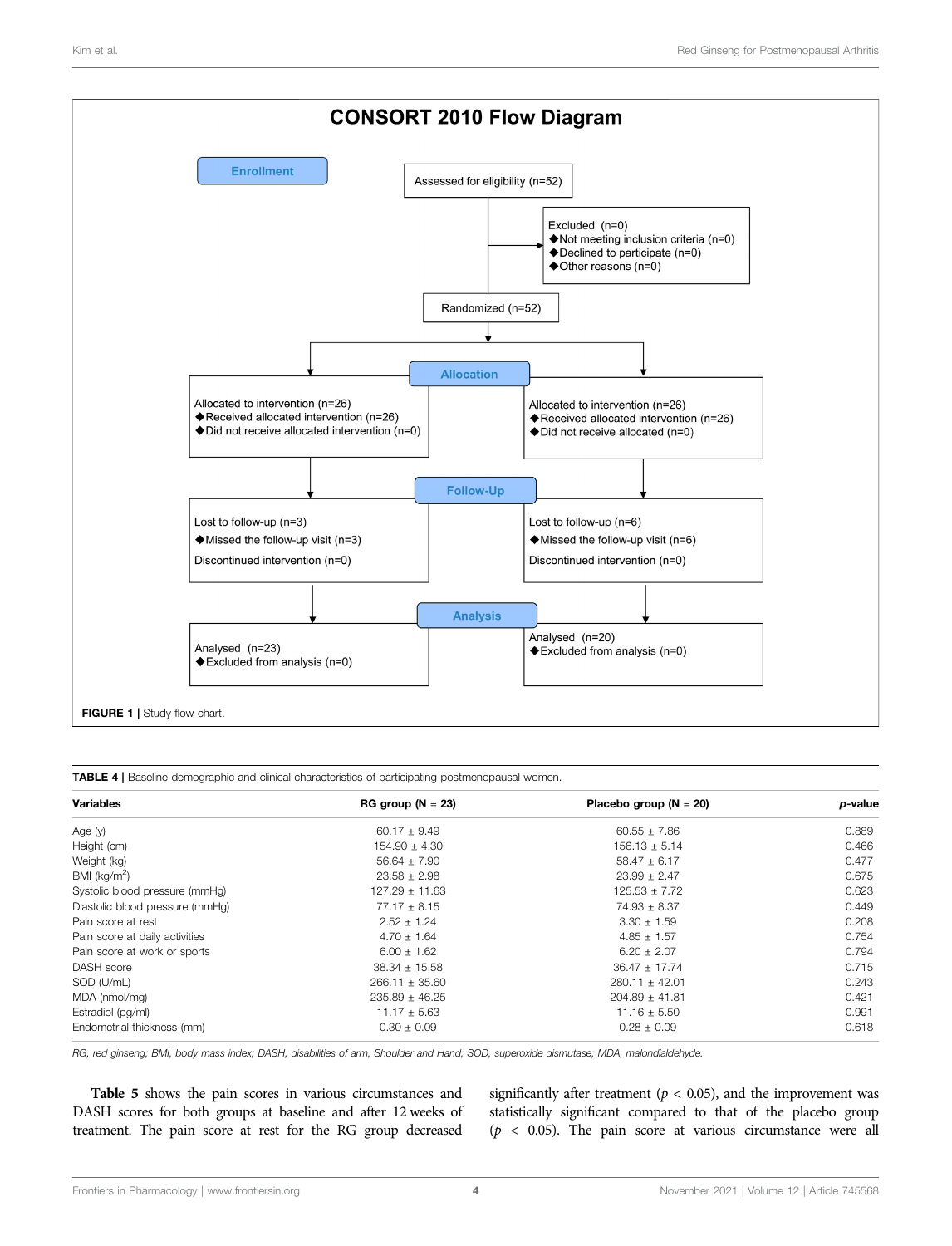**CONSORT 2010 Flow Diagram**

**Enrollment**

Assessed for eligibility (n=52)

Excluded (n=0)
- Not meeting inclusion criteria (n=0)
- Declined to participate (n=0)
- Other reasons (n=0)

Randomized (n=52)

**Allocation**

Allocated to intervention (n=26)
- Received allocated intervention (n=26)
- Did not receive allocated intervention (n=0)

Allocated to intervention (n=26)
- Received allocated intervention (n=26)
- Did not receive allocated (n=0)

**Follow-Up**

Lost to follow-up (n=3)
- Missed the follow-up visit (n=3)

Discontinued intervention (n=0)

Lost to follow-up (n=6)
- Missed the follow-up visit (n=6)

Discontinued intervention (n=0)

**Analysis**

Analysed (n=23)
- Excluded from analysis (n=0)

Analysed (n=20)
- Excluded from analysis (n=0)

**FIGURE 1** | Study flow chart.

**TABLE 4** | Baseline demographic and clinical characteristics of participating postmenopausal women.

| Variables | RG group (N = 23) | Placebo group (N = 20) | *p*-value |
|---|---|---|---|
| Age (y) | 60.17 ± 9.49 | 60.55 ± 7.86 | 0.889 |
| Height (cm) | 154.90 ± 4.30 | 156.13 ± 5.14 | 0.466 |
| Weight (kg) | 56.64 ± 7.90 | 58.47 ± 6.17 | 0.477 |
| BMI (kg/m$^2$) | 23.58 ± 2.98 | 23.99 ± 2.47 | 0.675 |
| Systolic blood pressure (mmHg) | 127.29 ± 11.63 | 125.53 ± 7.72 | 0.623 |
| Diastolic blood pressure (mmHg) | 77.17 ± 8.15 | 74.93 ± 8.37 | 0.449 |
| Pain score at rest | 2.52 ± 1.24 | 3.30 ± 1.59 | 0.208 |
| Pain score at daily activities | 4.70 ± 1.64 | 4.85 ± 1.57 | 0.754 |
| Pain score at work or sports | 6.00 ± 1.62 | 6.20 ± 2.07 | 0.794 |
| DASH score | 38.34 ± 15.58 | 36.47 ± 17.74 | 0.715 |
| SOD (U/mL) | 266.11 ± 35.60 | 280.11 ± 42.01 | 0.243 |
| MDA (nmol/mg) | 235.89 ± 46.25 | 204.89 ± 41.81 | 0.421 |
| Estradiol (pg/ml) | 11.17 ± 5.63 | 11.16 ± 5.50 | 0.991 |
| Endometrial thickness (mm) | 0.30 ± 0.09 | 0.28 ± 0.09 | 0.618 |

*RG, red ginseng; BMI, body mass index; DASH, disabilities of arm, Shoulder and Hand; SOD, superoxide dismutase; MDA, malondialdehyde.*

**Table 5** shows the pain scores in various circumstances and DASH scores for both groups at baseline and after 12 weeks of treatment. The pain score at rest for the RG group decreased significantly after treatment ($p < 0.05$), and the improvement was statistically significant compared to that of the placebo group ($p < 0.05$). The pain score at various circumstance were all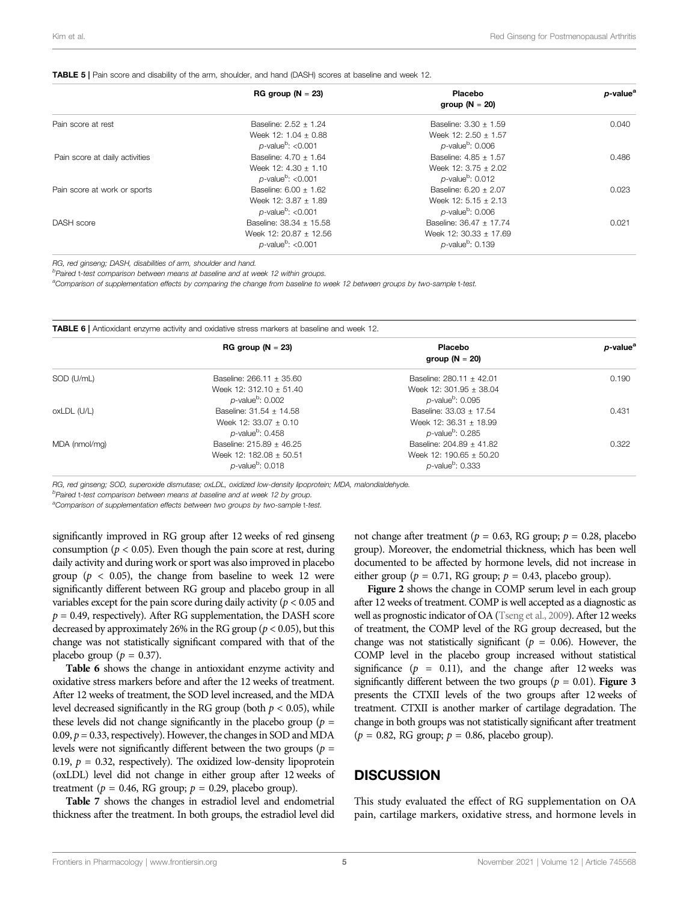**TABLE 5 |** Pain score and disability of the arm, shoulder, and hand (DASH) scores at baseline and week 12.

| | RG group (N = 23) | Placebo group (N = 20) | p-value[a] |
|---|---|---|---|
| Pain score at rest | Baseline: 2.52 ± 1.24<br>Week 12: 1.04 ± 0.88<br>p-value[b]: <0.001 | Baseline: 3.30 ± 1.59<br>Week 12: 2.50 ± 1.57<br>p-value[b]: 0.006 | 0.040 |
| Pain score at daily activities | Baseline: 4.70 ± 1.64<br>Week 12: 4.30 ± 1.10<br>p-value[b]: <0.001 | Baseline: 4.85 ± 1.57<br>Week 12: 3.75 ± 2.02<br>p-value[b]: 0.012 | 0.486 |
| Pain score at work or sports | Baseline: 6.00 ± 1.62<br>Week 12: 3.87 ± 1.89<br>p-value[b]: <0.001 | Baseline: 6.20 ± 2.07<br>Week 12: 5.15 ± 2.13<br>p-value[b]: 0.006 | 0.023 |
| DASH score | Baseline: 38.34 ± 15.58<br>Week 12: 20.87 ± 12.56<br>p-value[b]: <0.001 | Baseline: 36.47 ± 17.74<br>Week 12: 30.33 ± 17.69<br>p-value[b]: 0.139 | 0.021 |

*RG, red ginseng; DASH, disabilities of arm, shoulder and hand.*
[b]*Paired t-test comparison between means at baseline and at week 12 within groups.*
[a]*Comparison of supplementation effects by comparing the change from baseline to week 12 between groups by two-sample t-test.*

**TABLE 6 |** Antioxidant enzyme activity and oxidative stress markers at baseline and week 12.

| | RG group (N = 23) | Placebo group (N = 20) | p-value[a] |
|---|---|---|---|
| SOD (U/mL) | Baseline: 266.11 ± 35.60<br>Week 12: 312.10 ± 51.40<br>p-value[b]: 0.002 | Baseline: 280.11 ± 42.01<br>Week 12: 301.95 ± 38.04<br>p-value[b]: 0.095 | 0.190 |
| oxLDL (U/L) | Baseline: 31.54 ± 14.58<br>Week 12: 33.07 ± 0.10<br>p-value[b]: 0.458 | Baseline: 33.03 ± 17.54<br>Week 12: 36.31 ± 18.99<br>p-value[b]: 0.285 | 0.431 |
| MDA (nmol/mg) | Baseline: 215.89 ± 46.25<br>Week 12: 182.08 ± 50.51<br>p-value[b]: 0.018 | Baseline: 204.89 ± 41.82<br>Week 12: 190.65 ± 50.20<br>p-value[b]: 0.333 | 0.322 |

*RG, red ginseng; SOD, superoxide dismutase; oxLDL, oxidized low-density lipoprotein; MDA, malondialdehyde.*
[b]*Paired t-test comparison between means at baseline and at week 12 by group.*
[a]*Comparison of supplementation effects between two groups by two-sample t-test.*

significantly improved in RG group after 12 weeks of red ginseng consumption ($p < 0.05$). Even though the pain score at rest, during daily activity and during work or sport was also improved in placebo group ($p < 0.05$), the change from baseline to week 12 were significantly different between RG group and placebo group in all variables except for the pain score during daily activity ($p < 0.05$ and $p = 0.49$, respectively). After RG supplementation, the DASH score decreased by approximately 26% in the RG group ($p < 0.05$), but this change was not statistically significant compared with that of the placebo group ($p = 0.37$).

**Table 6** shows the change in antioxidant enzyme activity and oxidative stress markers before and after the 12 weeks of treatment. After 12 weeks of treatment, the SOD level increased, and the MDA level decreased significantly in the RG group (both $p < 0.05$), while these levels did not change significantly in the placebo group ($p = 0.09$, $p = 0.33$, respectively). However, the changes in SOD and MDA levels were not significantly different between the two groups ($p = 0.19$, $p = 0.32$, respectively). The oxidized low-density lipoprotein (oxLDL) level did not change in either group after 12 weeks of treatment ($p = 0.46$, RG group; $p = 0.29$, placebo group).

**Table 7** shows the changes in estradiol level and endometrial thickness after the treatment. In both groups, the estradiol level did not change after treatment ($p = 0.63$, RG group; $p = 0.28$, placebo group). Moreover, the endometrial thickness, which has been well documented to be affected by hormone levels, did not increase in either group ($p = 0.71$, RG group; $p = 0.43$, placebo group).

**Figure 2** shows the change in COMP serum level in each group after 12 weeks of treatment. COMP is well accepted as a diagnostic as well as prognostic indicator of OA (Tseng et al., 2009). After 12 weeks of treatment, the COMP level of the RG group decreased, but the change was not statistically significant ($p = 0.06$). However, the COMP level in the placebo group increased without statistical significance ($p = 0.11$), and the change after 12 weeks was significantly different between the two groups ($p = 0.01$). **Figure 3** presents the CTXII levels of the two groups after 12 weeks of treatment. CTXII is another marker of cartilage degradation. The change in both groups was not statistically significant after treatment ($p = 0.82$, RG group; $p = 0.86$, placebo group).

## DISCUSSION

This study evaluated the effect of RG supplementation on OA pain, cartilage markers, oxidative stress, and hormone levels in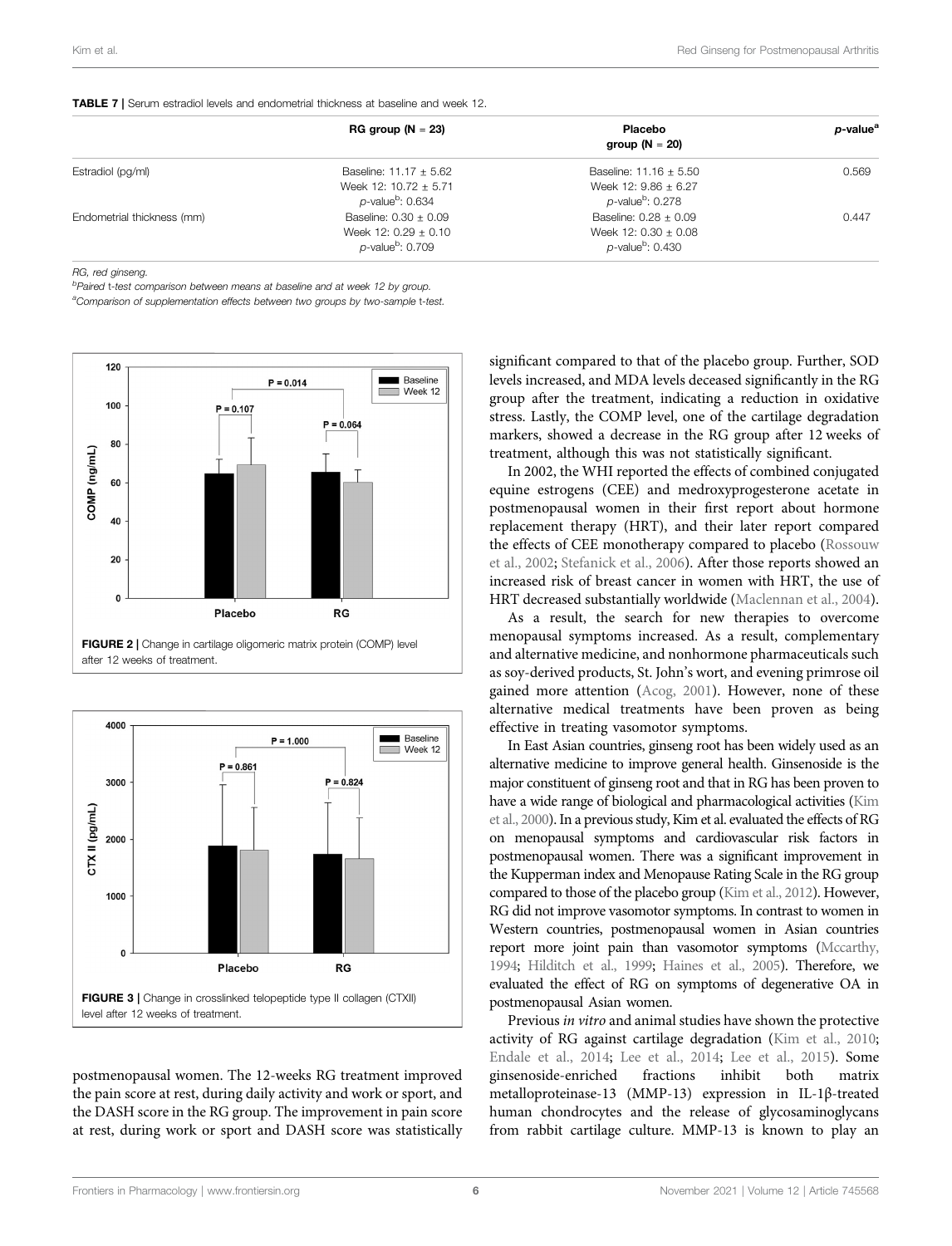**TABLE 7** | Serum estradiol levels and endometrial thickness at baseline and week 12.

| | RG group (N = 23) | Placebo group (N = 20) | p-value[a] |
|---|---|---|---|
| Estradiol (pg/ml) | Baseline: 11.17 ± 5.62<br>Week 12: 10.72 ± 5.71<br>p-value[b]: 0.634 | Baseline: 11.16 ± 5.50<br>Week 12: 9.86 ± 6.27<br>p-value[b]: 0.278 | 0.569 |
| Endometrial thickness (mm) | Baseline: 0.30 ± 0.09<br>Week 12: 0.29 ± 0.10<br>p-value[b]: 0.709 | Baseline: 0.28 ± 0.09<br>Week 12: 0.30 ± 0.08<br>p-value[b]: 0.430 | 0.447 |

*RG, red ginseng.*
*[b]Paired t-test comparison between means at baseline and at week 12 by group.*
*[a]Comparison of supplementation effects between two groups by two-sample t-test.*

**FIGURE 2** | Change in cartilage oligomeric matrix protein (COMP) level after 12 weeks of treatment.

**FIGURE 3** | Change in crosslinked telopeptide type II collagen (CTXII) level after 12 weeks of treatment.

postmenopausal women. The 12-weeks RG treatment improved the pain score at rest, during daily activity and work or sport, and the DASH score in the RG group. The improvement in pain score at rest, during work or sport and DASH score was statistically significant compared to that of the placebo group. Further, SOD levels increased, and MDA levels deceased significantly in the RG group after the treatment, indicating a reduction in oxidative stress. Lastly, the COMP level, one of the cartilage degradation markers, showed a decrease in the RG group after 12 weeks of treatment, although this was not statistically significant.

In 2002, the WHI reported the effects of combined conjugated equine estrogens (CEE) and medroxyprogesterone acetate in postmenopausal women in their first report about hormone replacement therapy (HRT), and their later report compared the effects of CEE monotherapy compared to placebo (Rossouw et al., 2002; Stefanick et al., 2006). After those reports showed an increased risk of breast cancer in women with HRT, the use of HRT decreased substantially worldwide (Maclennan et al., 2004).

As a result, the search for new therapies to overcome menopausal symptoms increased. As a result, complementary and alternative medicine, and nonhormone pharmaceuticals such as soy-derived products, St. John's wort, and evening primrose oil gained more attention (Acog, 2001). However, none of these alternative medical treatments have been proven as being effective in treating vasomotor symptoms.

In East Asian countries, ginseng root has been widely used as an alternative medicine to improve general health. Ginsenoside is the major constituent of ginseng root and that in RG has been proven to have a wide range of biological and pharmacological activities (Kim et al., 2000). In a previous study, Kim et al. evaluated the effects of RG on menopausal symptoms and cardiovascular risk factors in postmenopausal women. There was a significant improvement in the Kupperman index and Menopause Rating Scale in the RG group compared to those of the placebo group (Kim et al., 2012). However, RG did not improve vasomotor symptoms. In contrast to women in Western countries, postmenopausal women in Asian countries report more joint pain than vasomotor symptoms (Mccarthy, 1994; Hilditch et al., 1999; Haines et al., 2005). Therefore, we evaluated the effect of RG on symptoms of degenerative OA in postmenopausal Asian women.

Previous *in vitro* and animal studies have shown the protective activity of RG against cartilage degradation (Kim et al., 2010; Endale et al., 2014; Lee et al., 2014; Lee et al., 2015). Some ginsenoside-enriched fractions inhibit both matrix metalloproteinase-13 (MMP-13) expression in IL-1β-treated human chondrocytes and the release of glycosaminoglycans from rabbit cartilage culture. MMP-13 is known to play an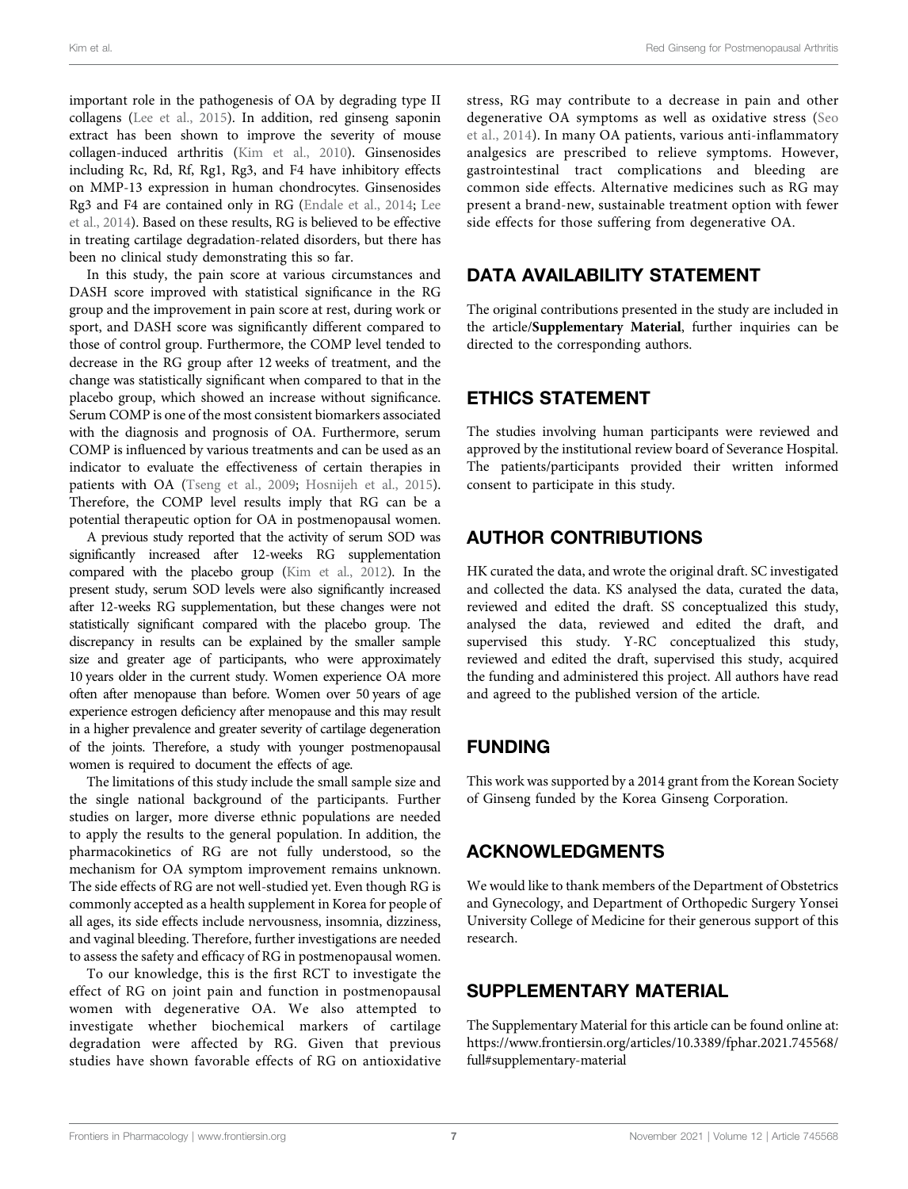important role in the pathogenesis of OA by degrading type II collagens (Lee et al., 2015). In addition, red ginseng saponin extract has been shown to improve the severity of mouse collagen-induced arthritis (Kim et al., 2010). Ginsenosides including Rc, Rd, Rf, Rg1, Rg3, and F4 have inhibitory effects on MMP-13 expression in human chondrocytes. Ginsenosides Rg3 and F4 are contained only in RG (Endale et al., 2014; Lee et al., 2014). Based on these results, RG is believed to be effective in treating cartilage degradation-related disorders, but there has been no clinical study demonstrating this so far.

In this study, the pain score at various circumstances and DASH score improved with statistical significance in the RG group and the improvement in pain score at rest, during work or sport, and DASH score was significantly different compared to those of control group. Furthermore, the COMP level tended to decrease in the RG group after 12 weeks of treatment, and the change was statistically significant when compared to that in the placebo group, which showed an increase without significance. Serum COMP is one of the most consistent biomarkers associated with the diagnosis and prognosis of OA. Furthermore, serum COMP is influenced by various treatments and can be used as an indicator to evaluate the effectiveness of certain therapies in patients with OA (Tseng et al., 2009; Hosnijeh et al., 2015). Therefore, the COMP level results imply that RG can be a potential therapeutic option for OA in postmenopausal women.

A previous study reported that the activity of serum SOD was significantly increased after 12-weeks RG supplementation compared with the placebo group (Kim et al., 2012). In the present study, serum SOD levels were also significantly increased after 12-weeks RG supplementation, but these changes were not statistically significant compared with the placebo group. The discrepancy in results can be explained by the smaller sample size and greater age of participants, who were approximately 10 years older in the current study. Women experience OA more often after menopause than before. Women over 50 years of age experience estrogen deficiency after menopause and this may result in a higher prevalence and greater severity of cartilage degeneration of the joints. Therefore, a study with younger postmenopausal women is required to document the effects of age.

The limitations of this study include the small sample size and the single national background of the participants. Further studies on larger, more diverse ethnic populations are needed to apply the results to the general population. In addition, the pharmacokinetics of RG are not fully understood, so the mechanism for OA symptom improvement remains unknown. The side effects of RG are not well-studied yet. Even though RG is commonly accepted as a health supplement in Korea for people of all ages, its side effects include nervousness, insomnia, dizziness, and vaginal bleeding. Therefore, further investigations are needed to assess the safety and efficacy of RG in postmenopausal women.

To our knowledge, this is the first RCT to investigate the effect of RG on joint pain and function in postmenopausal women with degenerative OA. We also attempted to investigate whether biochemical markers of cartilage degradation were affected by RG. Given that previous studies have shown favorable effects of RG on antioxidative stress, RG may contribute to a decrease in pain and other degenerative OA symptoms as well as oxidative stress (Seo et al., 2014). In many OA patients, various anti-inflammatory analgesics are prescribed to relieve symptoms. However, gastrointestinal tract complications and bleeding are common side effects. Alternative medicines such as RG may present a brand-new, sustainable treatment option with fewer side effects for those suffering from degenerative OA.

## DATA AVAILABILITY STATEMENT

The original contributions presented in the study are included in the article/**Supplementary Material**, further inquiries can be directed to the corresponding authors.

## ETHICS STATEMENT

The studies involving human participants were reviewed and approved by the institutional review board of Severance Hospital. The patients/participants provided their written informed consent to participate in this study.

## AUTHOR CONTRIBUTIONS

HK curated the data, and wrote the original draft. SC investigated and collected the data. KS analysed the data, curated the data, reviewed and edited the draft. SS conceptualized this study, analysed the data, reviewed and edited the draft, and supervised this study. Y-RC conceptualized this study, reviewed and edited the draft, supervised this study, acquired the funding and administered this project. All authors have read and agreed to the published version of the article.

## FUNDING

This work was supported by a 2014 grant from the Korean Society of Ginseng funded by the Korea Ginseng Corporation.

## ACKNOWLEDGMENTS

We would like to thank members of the Department of Obstetrics and Gynecology, and Department of Orthopedic Surgery Yonsei University College of Medicine for their generous support of this research.

## SUPPLEMENTARY MATERIAL

The Supplementary Material for this article can be found online at: https://www.frontiersin.org/articles/10.3389/fphar.2021.745568/full#supplementary-material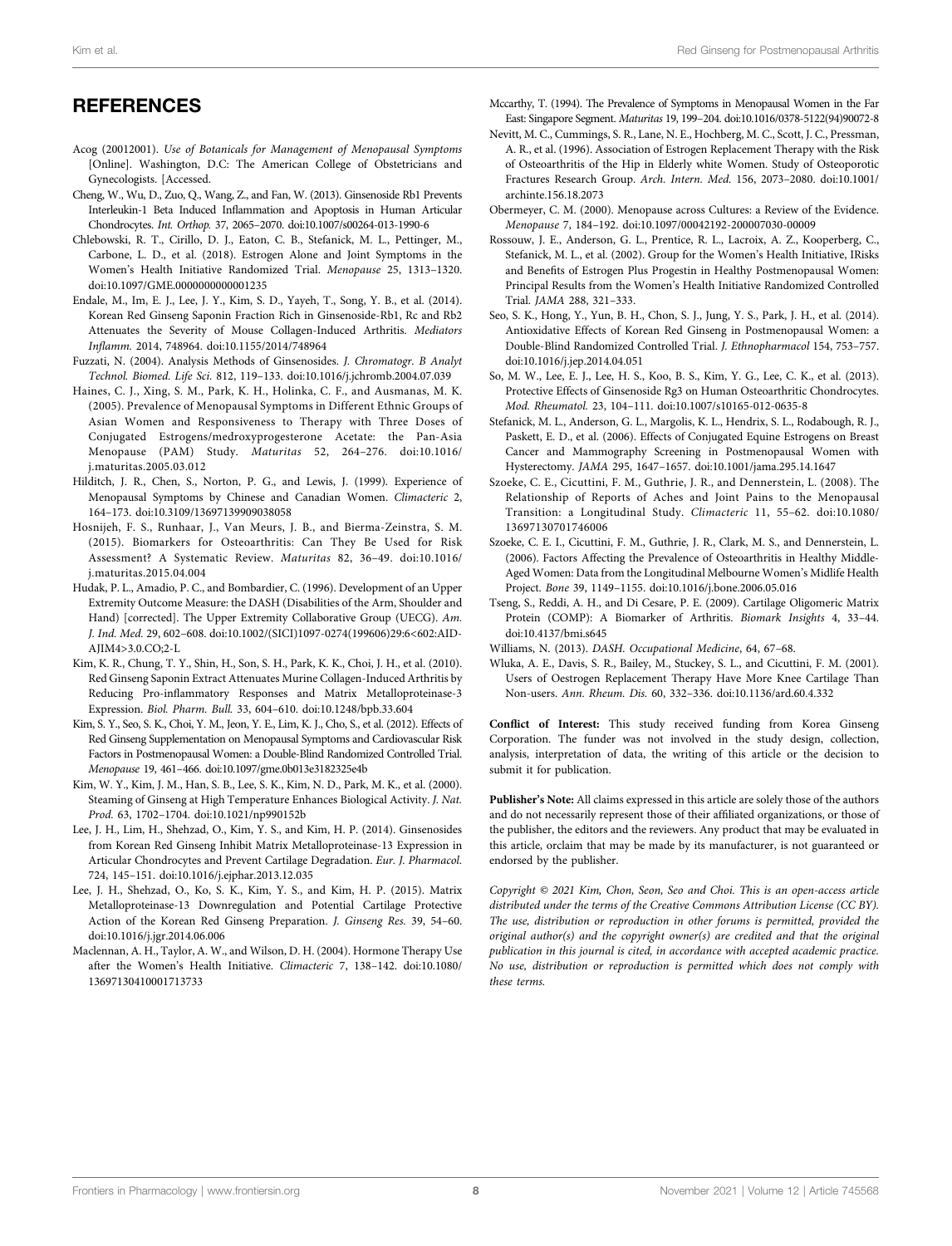## REFERENCES

Acog (20012001). *Use of Botanicals for Management of Menopausal Symptoms* [Online]. Washington, D.C: The American College of Obstetricians and Gynecologists. [Accessed.

Cheng, W., Wu, D., Zuo, Q., Wang, Z., and Fan, W. (2013). Ginsenoside Rb1 Prevents Interleukin-1 Beta Induced Inflammation and Apoptosis in Human Articular Chondrocytes. *Int. Orthop.* 37, 2065–2070. doi:10.1007/s00264-013-1990-6

Chlebowski, R. T., Cirillo, D. J., Eaton, C. B., Stefanick, M. L., Pettinger, M., Carbone, L. D., et al. (2018). Estrogen Alone and Joint Symptoms in the Women's Health Initiative Randomized Trial. *Menopause* 25, 1313–1320. doi:10.1097/GME.0000000000001235

Endale, M., Im, E. J., Lee, J. Y., Kim, S. D., Yayeh, T., Song, Y. B., et al. (2014). Korean Red Ginseng Saponin Fraction Rich in Ginsenoside-Rb1, Rc and Rb2 Attenuates the Severity of Mouse Collagen-Induced Arthritis. *Mediators Inflamm.* 2014, 748964. doi:10.1155/2014/748964

Fuzzati, N. (2004). Analysis Methods of Ginsenosides. *J. Chromatogr. B Analyt Technol. Biomed. Life Sci.* 812, 119–133. doi:10.1016/j.jchromb.2004.07.039

Haines, C. J., Xing, S. M., Park, K. H., Holinka, C. F., and Ausmanas, M. K. (2005). Prevalence of Menopausal Symptoms in Different Ethnic Groups of Asian Women and Responsiveness to Therapy with Three Doses of Conjugated Estrogens/medroxyprogesterone Acetate: the Pan-Asia Menopause (PAM) Study. *Maturitas* 52, 264–276. doi:10.1016/j.maturitas.2005.03.012

Hilditch, J. R., Chen, S., Norton, P. G., and Lewis, J. (1999). Experience of Menopausal Symptoms by Chinese and Canadian Women. *Climacteric* 2, 164–173. doi:10.3109/13697139909038058

Hosnijeh, F. S., Runhaar, J., Van Meurs, J. B., and Bierma-Zeinstra, S. M. (2015). Biomarkers for Osteoarthritis: Can They Be Used for Risk Assessment? A Systematic Review. *Maturitas* 82, 36–49. doi:10.1016/j.maturitas.2015.04.004

Hudak, P. L., Amadio, P. C., and Bombardier, C. (1996). Development of an Upper Extremity Outcome Measure: the DASH (Disabilities of the Arm, Shoulder and Hand) [corrected]. The Upper Extremity Collaborative Group (UECG). *Am. J. Ind. Med.* 29, 602–608. doi:10.1002/(SICI)1097-0274(199606)29:6<602:AID-AJIM4>3.0.CO;2-L

Kim, K. R., Chung, T. Y., Shin, H., Son, S. H., Park, K. K., Choi, J. H., et al. (2010). Red Ginseng Saponin Extract Attenuates Murine Collagen-Induced Arthritis by Reducing Pro-inflammatory Responses and Matrix Metalloproteinase-3 Expression. *Biol. Pharm. Bull.* 33, 604–610. doi:10.1248/bpb.33.604

Kim, S. Y., Seo, S. K., Choi, Y. M., Jeon, Y. E., Lim, K. J., Cho, S., et al. (2012). Effects of Red Ginseng Supplementation on Menopausal Symptoms and Cardiovascular Risk Factors in Postmenopausal Women: a Double-Blind Randomized Controlled Trial. *Menopause* 19, 461–466. doi:10.1097/gme.0b013e3182325e4b

Kim, W. Y., Kim, J. M., Han, S. B., Lee, S. K., Kim, N. D., Park, M. K., et al. (2000). Steaming of Ginseng at High Temperature Enhances Biological Activity. *J. Nat. Prod.* 63, 1702–1704. doi:10.1021/np990152b

Lee, J. H., Lim, H., Shehzad, O., Kim, Y. S., and Kim, H. P. (2014). Ginsenosides from Korean Red Ginseng Inhibit Matrix Metalloproteinase-13 Expression in Articular Chondrocytes and Prevent Cartilage Degradation. *Eur. J. Pharmacol.* 724, 145–151. doi:10.1016/j.ejphar.2013.12.035

Lee, J. H., Shehzad, O., Ko, S. K., Kim, Y. S., and Kim, H. P. (2015). Matrix Metalloproteinase-13 Downregulation and Potential Cartilage Protective Action of the Korean Red Ginseng Preparation. *J. Ginseng Res.* 39, 54–60. doi:10.1016/j.jgr.2014.06.006

Maclennan, A. H., Taylor, A. W., and Wilson, D. H. (2004). Hormone Therapy Use after the Women's Health Initiative. *Climacteric* 7, 138–142. doi:10.1080/13697130410001713733

Mccarthy, T. (1994). The Prevalence of Symptoms in Menopausal Women in the Far East: Singapore Segment. *Maturitas* 19, 199–204. doi:10.1016/0378-5122(94)90072-8

Nevitt, M. C., Cummings, S. R., Lane, N. E., Hochberg, M. C., Scott, J. C., Pressman, A. R., et al. (1996). Association of Estrogen Replacement Therapy with the Risk of Osteoarthritis of the Hip in Elderly white Women. Study of Osteoporotic Fractures Research Group. *Arch. Intern. Med.* 156, 2073–2080. doi:10.1001/archinte.156.18.2073

Obermeyer, C. M. (2000). Menopause across Cultures: a Review of the Evidence. *Menopause* 7, 184–192. doi:10.1097/00042192-200007030-00009

Rossouw, J. E., Anderson, G. L., Prentice, R. L., Lacroix, A. Z., Kooperberg, C., Stefanick, M. L., et al. (2002). Group for the Women's Health Initiative, IRisks and Benefits of Estrogen Plus Progestin in Healthy Postmenopausal Women: Principal Results from the Women's Health Initiative Randomized Controlled Trial. *JAMA* 288, 321–333.

Seo, S. K., Hong, Y., Yun, B. H., Chon, S. J., Jung, Y. S., Park, J. H., et al. (2014). Antioxidative Effects of Korean Red Ginseng in Postmenopausal Women: a Double-Blind Randomized Controlled Trial. *J. Ethnopharmacol* 154, 753–757. doi:10.1016/j.jep.2014.04.051

So, M. W., Lee, E. J., Lee, H. S., Koo, B. S., Kim, Y. G., Lee, C. K., et al. (2013). Protective Effects of Ginsenoside Rg3 on Human Osteoarthritic Chondrocytes. *Mod. Rheumatol.* 23, 104–111. doi:10.1007/s10165-012-0635-8

Stefanick, M. L., Anderson, G. L., Margolis, K. L., Hendrix, S. L., Rodabough, R. J., Paskett, E. D., et al. (2006). Effects of Conjugated Equine Estrogens on Breast Cancer and Mammography Screening in Postmenopausal Women with Hysterectomy. *JAMA* 295, 1647–1657. doi:10.1001/jama.295.14.1647

Szoeke, C. E., Cicuttini, F. M., Guthrie, J. R., and Dennerstein, L. (2008). The Relationship of Reports of Aches and Joint Pains to the Menopausal Transition: a Longitudinal Study. *Climacteric* 11, 55–62. doi:10.1080/13697130701746006

Szoeke, C. E. I., Cicuttini, F. M., Guthrie, J. R., Clark, M. S., and Dennerstein, L. (2006). Factors Affecting the Prevalence of Osteoarthritis in Healthy Middle-Aged Women: Data from the Longitudinal Melbourne Women's Midlife Health Project. *Bone* 39, 1149–1155. doi:10.1016/j.bone.2006.05.016

Tseng, S., Reddi, A. H., and Di Cesare, P. E. (2009). Cartilage Oligomeric Matrix Protein (COMP): A Biomarker of Arthritis. *Biomark Insights* 4, 33–44. doi:10.4137/bmi.s645

Williams, N. (2013). *DASH. Occupational Medicine*, 64, 67–68.

Wluka, A. E., Davis, S. R., Bailey, M., Stuckey, S. L., and Cicuttini, F. M. (2001). Users of Oestrogen Replacement Therapy Have More Knee Cartilage Than Non-users. *Ann. Rheum. Dis.* 60, 332–336. doi:10.1136/ard.60.4.332

**Conflict of Interest:** This study received funding from Korea Ginseng Corporation. The funder was not involved in the study design, collection, analysis, interpretation of data, the writing of this article or the decision to submit it for publication.

**Publisher's Note:** All claims expressed in this article are solely those of the authors and do not necessarily represent those of their affiliated organizations, or those of the publisher, the editors and the reviewers. Any product that may be evaluated in this article, orclaim that may be made by its manufacturer, is not guaranteed or endorsed by the publisher.

*Copyright © 2021 Kim, Chon, Seon, Seo and Choi. This is an open-access article distributed under the terms of the Creative Commons Attribution License (CC BY). The use, distribution or reproduction in other forums is permitted, provided the original author(s) and the copyright owner(s) are credited and that the original publication in this journal is cited, in accordance with accepted academic practice. No use, distribution or reproduction is permitted which does not comply with these terms.*